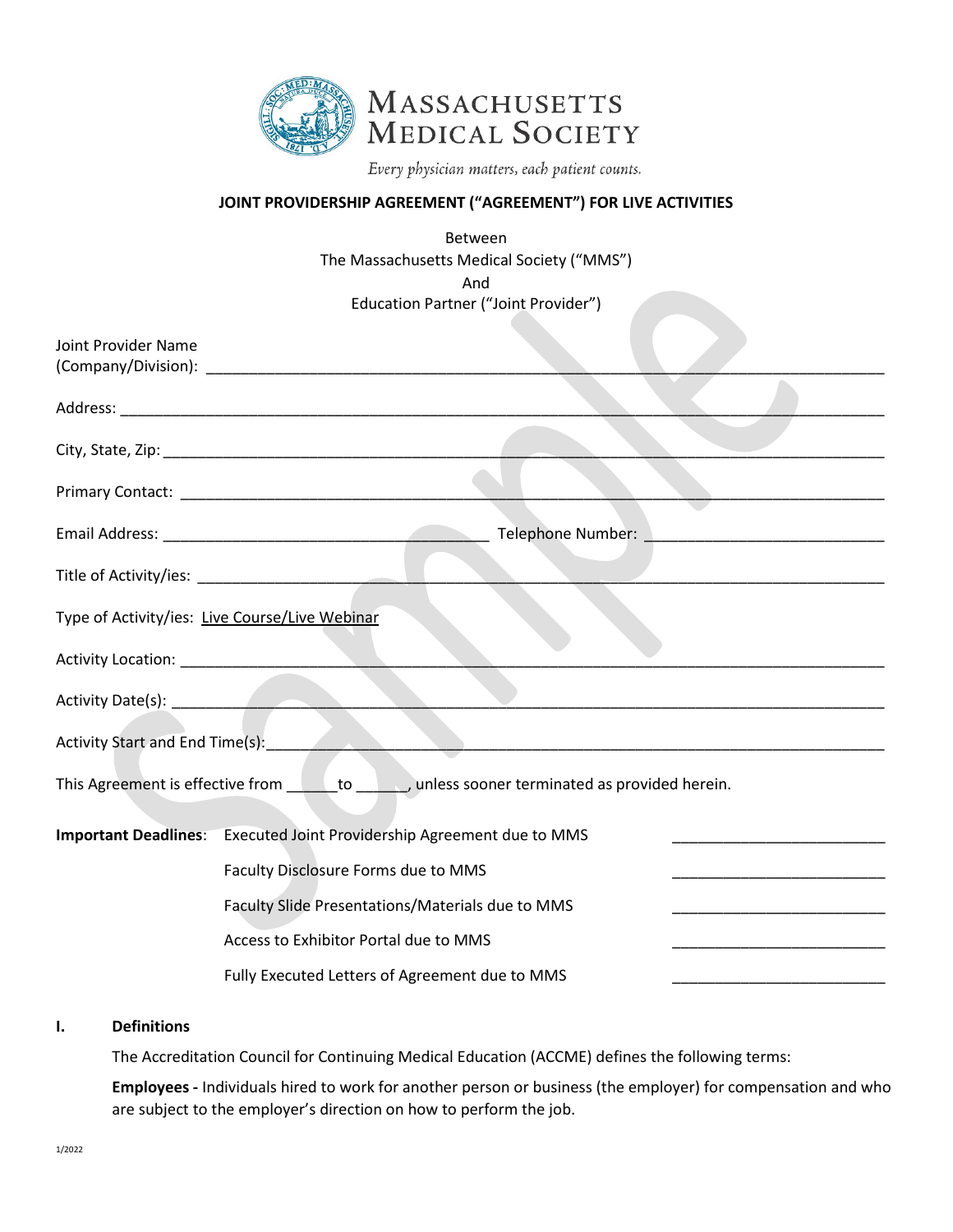MASSACHUSETTS MEDICAL SOCIETY

*Every physician matters, each patient counts.*

**JOINT PROVIDERSHIP AGREEMENT ("AGREEMENT") FOR LIVE ACTIVITIES**

Between
The Massachusetts Medical Society ("MMS")
And
Education Partner ("Joint Provider")

Joint Provider Name (Company/Division): ______________________________________________

Address: ______________________________________________

City, State, Zip: ______________________________________________

Primary Contact: ______________________________________________

Email Address: ______________________________ Telephone Number: ______________________

Title of Activity/ies: ______________________________________________

Type of Activity/ies: Live Course/Live Webinar

Activity Location: ______________________________________________

Activity Date(s): ______________________________________________

Activity Start and End Time(s): ______________________________________________

This Agreement is effective from ______to ______, unless sooner terminated as provided herein.

| | | |
|---|---|---|
| **Important Deadlines**: | Executed Joint Providership Agreement due to MMS | ________________________ |
| | Faculty Disclosure Forms due to MMS | ________________________ |
| | Faculty Slide Presentations/Materials due to MMS | ________________________ |
| | Access to Exhibitor Portal due to MMS | ________________________ |
| | Fully Executed Letters of Agreement due to MMS | ________________________ |

## I. Definitions

The Accreditation Council for Continuing Medical Education (ACCME) defines the following terms:

**Employees -** Individuals hired to work for another person or business (the employer) for compensation and who are subject to the employer's direction on how to perform the job.

1/2022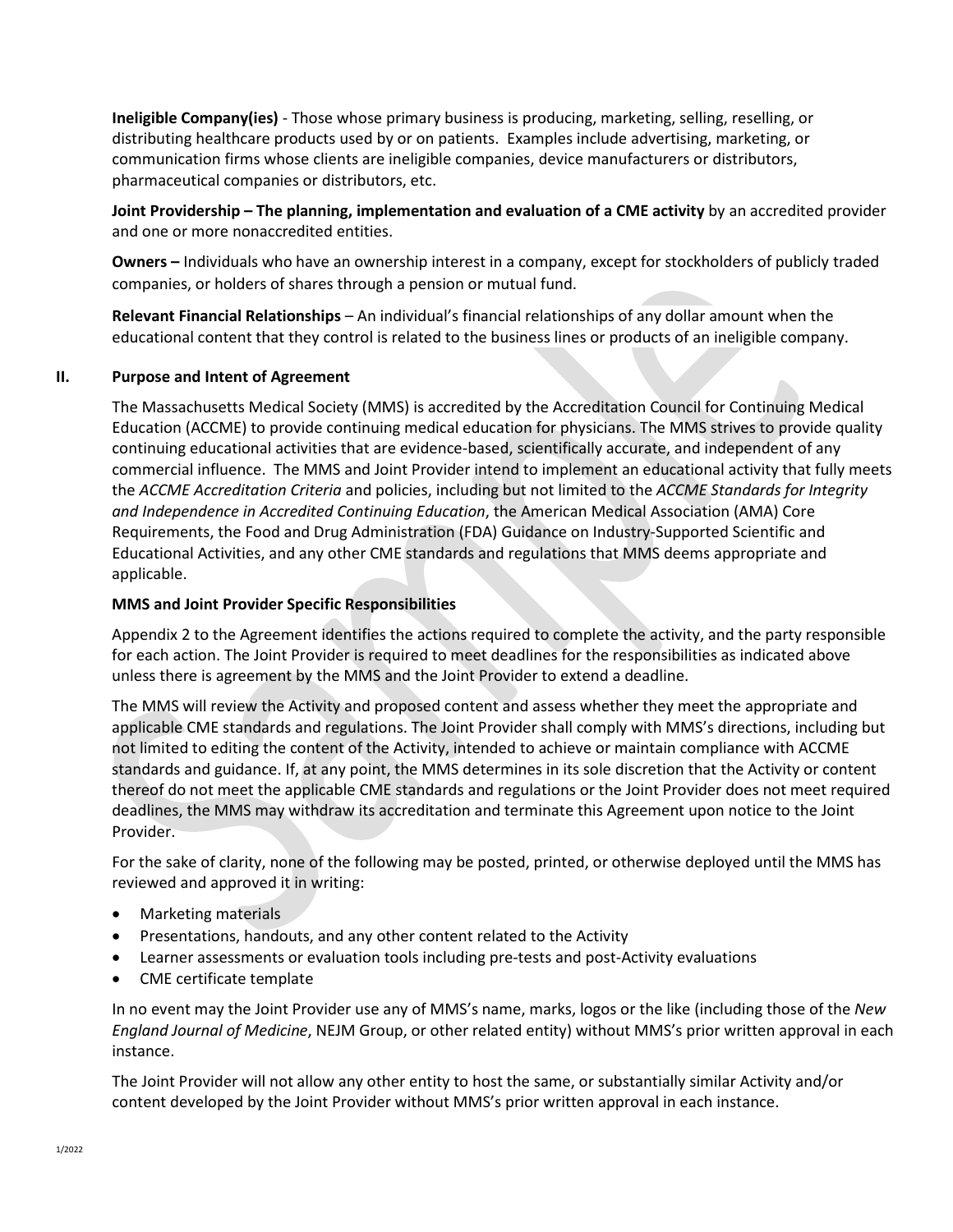**Ineligible Company(ies)** - Those whose primary business is producing, marketing, selling, reselling, or distributing healthcare products used by or on patients. Examples include advertising, marketing, or communication firms whose clients are ineligible companies, device manufacturers or distributors, pharmaceutical companies or distributors, etc.

**Joint Providership – The planning, implementation and evaluation of a CME activity** by an accredited provider and one or more nonaccredited entities.

**Owners –** Individuals who have an ownership interest in a company, except for stockholders of publicly traded companies, or holders of shares through a pension or mutual fund.

**Relevant Financial Relationships** – An individual's financial relationships of any dollar amount when the educational content that they control is related to the business lines or products of an ineligible company.

## II. Purpose and Intent of Agreement

The Massachusetts Medical Society (MMS) is accredited by the Accreditation Council for Continuing Medical Education (ACCME) to provide continuing medical education for physicians. The MMS strives to provide quality continuing educational activities that are evidence-based, scientifically accurate, and independent of any commercial influence. The MMS and Joint Provider intend to implement an educational activity that fully meets the *ACCME Accreditation Criteria* and policies, including but not limited to the *ACCME Standards for Integrity and Independence in Accredited Continuing Education*, the American Medical Association (AMA) Core Requirements, the Food and Drug Administration (FDA) Guidance on Industry-Supported Scientific and Educational Activities, and any other CME standards and regulations that MMS deems appropriate and applicable.

**MMS and Joint Provider Specific Responsibilities**

Appendix 2 to the Agreement identifies the actions required to complete the activity, and the party responsible for each action. The Joint Provider is required to meet deadlines for the responsibilities as indicated above unless there is agreement by the MMS and the Joint Provider to extend a deadline.

The MMS will review the Activity and proposed content and assess whether they meet the appropriate and applicable CME standards and regulations. The Joint Provider shall comply with MMS's directions, including but not limited to editing the content of the Activity, intended to achieve or maintain compliance with ACCME standards and guidance. If, at any point, the MMS determines in its sole discretion that the Activity or content thereof do not meet the applicable CME standards and regulations or the Joint Provider does not meet required deadlines, the MMS may withdraw its accreditation and terminate this Agreement upon notice to the Joint Provider.

For the sake of clarity, none of the following may be posted, printed, or otherwise deployed until the MMS has reviewed and approved it in writing:

- Marketing materials
- Presentations, handouts, and any other content related to the Activity
- Learner assessments or evaluation tools including pre-tests and post-Activity evaluations
- CME certificate template

In no event may the Joint Provider use any of MMS's name, marks, logos or the like (including those of the *New England Journal of Medicine*, NEJM Group, or other related entity) without MMS's prior written approval in each instance.

The Joint Provider will not allow any other entity to host the same, or substantially similar Activity and/or content developed by the Joint Provider without MMS's prior written approval in each instance.

1/2022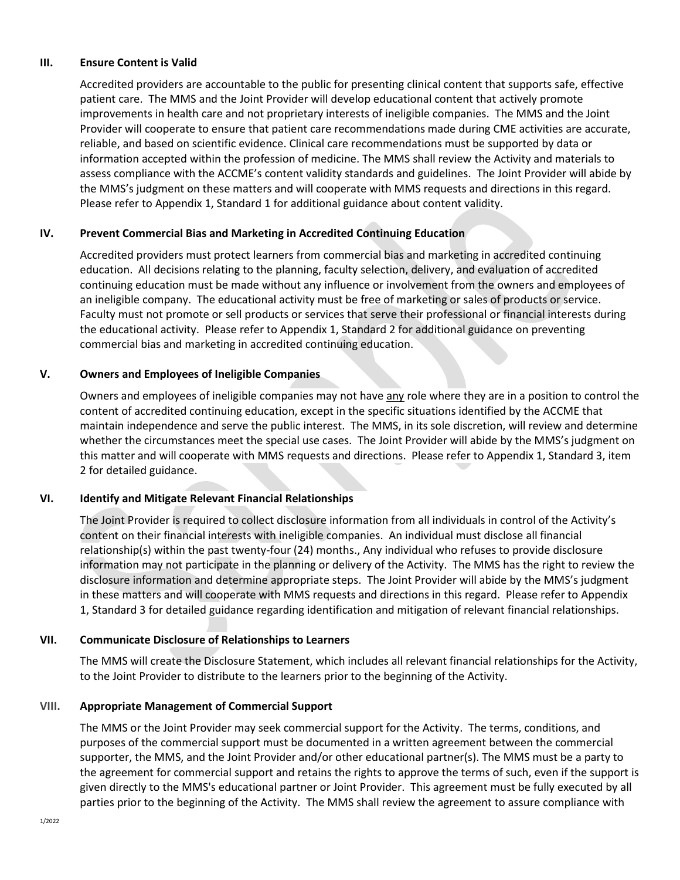### III. Ensure Content is Valid

Accredited providers are accountable to the public for presenting clinical content that supports safe, effective patient care. The MMS and the Joint Provider will develop educational content that actively promote improvements in health care and not proprietary interests of ineligible companies. The MMS and the Joint Provider will cooperate to ensure that patient care recommendations made during CME activities are accurate, reliable, and based on scientific evidence. Clinical care recommendations must be supported by data or information accepted within the profession of medicine. The MMS shall review the Activity and materials to assess compliance with the ACCME's content validity standards and guidelines. The Joint Provider will abide by the MMS's judgment on these matters and will cooperate with MMS requests and directions in this regard. Please refer to Appendix 1, Standard 1 for additional guidance about content validity.

### IV. Prevent Commercial Bias and Marketing in Accredited Continuing Education

Accredited providers must protect learners from commercial bias and marketing in accredited continuing education. All decisions relating to the planning, faculty selection, delivery, and evaluation of accredited continuing education must be made without any influence or involvement from the owners and employees of an ineligible company. The educational activity must be free of marketing or sales of products or service. Faculty must not promote or sell products or services that serve their professional or financial interests during the educational activity. Please refer to Appendix 1, Standard 2 for additional guidance on preventing commercial bias and marketing in accredited continuing education.

### V. Owners and Employees of Ineligible Companies

Owners and employees of ineligible companies may not have <u>any</u> role where they are in a position to control the content of accredited continuing education, except in the specific situations identified by the ACCME that maintain independence and serve the public interest. The MMS, in its sole discretion, will review and determine whether the circumstances meet the special use cases. The Joint Provider will abide by the MMS's judgment on this matter and will cooperate with MMS requests and directions. Please refer to Appendix 1, Standard 3, item 2 for detailed guidance.

### VI. Identify and Mitigate Relevant Financial Relationships

The Joint Provider is required to collect disclosure information from all individuals in control of the Activity's content on their financial interests with ineligible companies. An individual must disclose all financial relationship(s) within the past twenty-four (24) months., Any individual who refuses to provide disclosure information may not participate in the planning or delivery of the Activity. The MMS has the right to review the disclosure information and determine appropriate steps. The Joint Provider will abide by the MMS's judgment in these matters and will cooperate with MMS requests and directions in this regard. Please refer to Appendix 1, Standard 3 for detailed guidance regarding identification and mitigation of relevant financial relationships.

### VII. Communicate Disclosure of Relationships to Learners

The MMS will create the Disclosure Statement, which includes all relevant financial relationships for the Activity, to the Joint Provider to distribute to the learners prior to the beginning of the Activity.

### VIII. Appropriate Management of Commercial Support

The MMS or the Joint Provider may seek commercial support for the Activity. The terms, conditions, and purposes of the commercial support must be documented in a written agreement between the commercial supporter, the MMS, and the Joint Provider and/or other educational partner(s). The MMS must be a party to the agreement for commercial support and retains the rights to approve the terms of such, even if the support is given directly to the MMS's educational partner or Joint Provider. This agreement must be fully executed by all parties prior to the beginning of the Activity. The MMS shall review the agreement to assure compliance with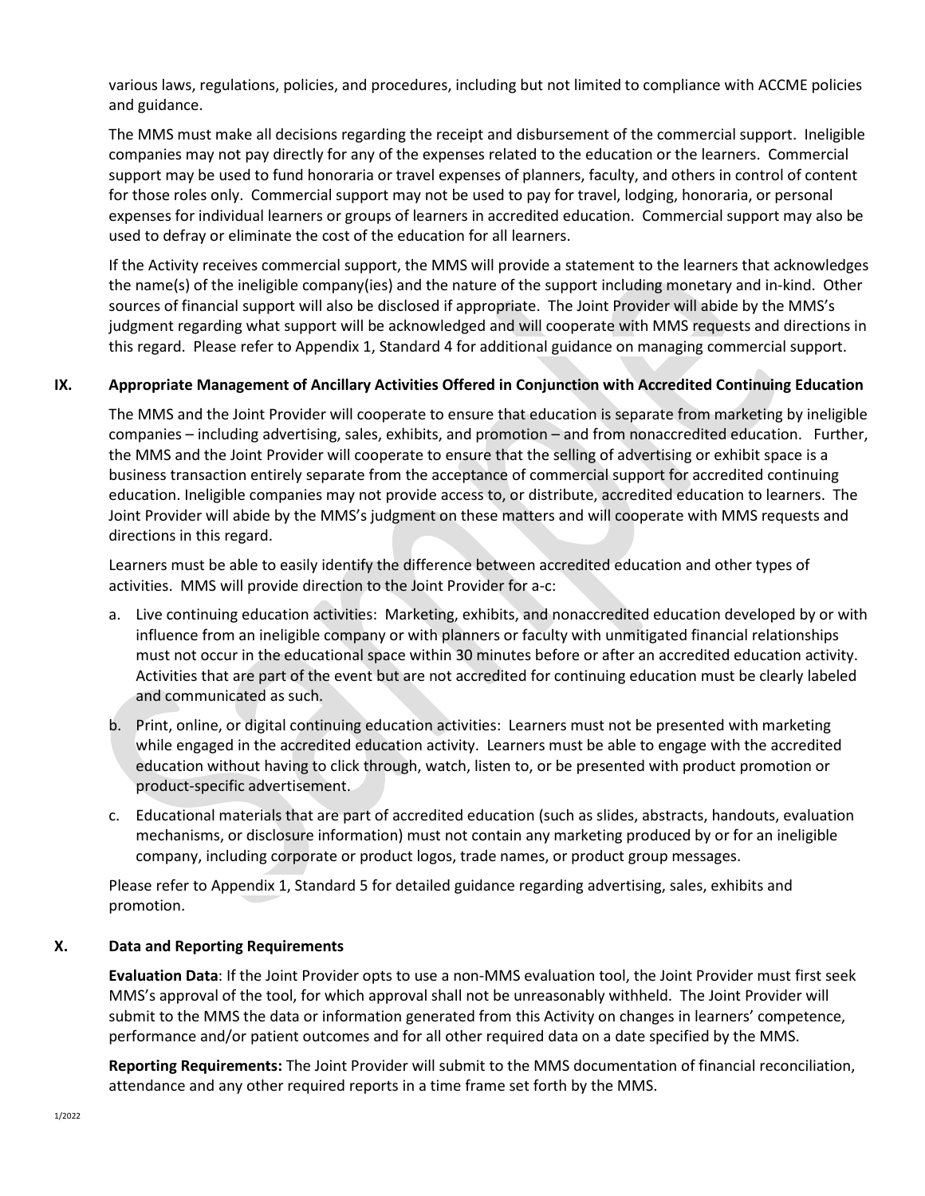various laws, regulations, policies, and procedures, including but not limited to compliance with ACCME policies and guidance.

The MMS must make all decisions regarding the receipt and disbursement of the commercial support. Ineligible companies may not pay directly for any of the expenses related to the education or the learners. Commercial support may be used to fund honoraria or travel expenses of planners, faculty, and others in control of content for those roles only. Commercial support may not be used to pay for travel, lodging, honoraria, or personal expenses for individual learners or groups of learners in accredited education. Commercial support may also be used to defray or eliminate the cost of the education for all learners.

If the Activity receives commercial support, the MMS will provide a statement to the learners that acknowledges the name(s) of the ineligible company(ies) and the nature of the support including monetary and in-kind. Other sources of financial support will also be disclosed if appropriate. The Joint Provider will abide by the MMS's judgment regarding what support will be acknowledged and will cooperate with MMS requests and directions in this regard. Please refer to Appendix 1, Standard 4 for additional guidance on managing commercial support.

## IX. Appropriate Management of Ancillary Activities Offered in Conjunction with Accredited Continuing Education

The MMS and the Joint Provider will cooperate to ensure that education is separate from marketing by ineligible companies – including advertising, sales, exhibits, and promotion – and from nonaccredited education. Further, the MMS and the Joint Provider will cooperate to ensure that the selling of advertising or exhibit space is a business transaction entirely separate from the acceptance of commercial support for accredited continuing education. Ineligible companies may not provide access to, or distribute, accredited education to learners. The Joint Provider will abide by the MMS's judgment on these matters and will cooperate with MMS requests and directions in this regard.

Learners must be able to easily identify the difference between accredited education and other types of activities. MMS will provide direction to the Joint Provider for a-c:

a. Live continuing education activities: Marketing, exhibits, and nonaccredited education developed by or with influence from an ineligible company or with planners or faculty with unmitigated financial relationships must not occur in the educational space within 30 minutes before or after an accredited education activity. Activities that are part of the event but are not accredited for continuing education must be clearly labeled and communicated as such.

b. Print, online, or digital continuing education activities: Learners must not be presented with marketing while engaged in the accredited education activity. Learners must be able to engage with the accredited education without having to click through, watch, listen to, or be presented with product promotion or product-specific advertisement.

c. Educational materials that are part of accredited education (such as slides, abstracts, handouts, evaluation mechanisms, or disclosure information) must not contain any marketing produced by or for an ineligible company, including corporate or product logos, trade names, or product group messages.

Please refer to Appendix 1, Standard 5 for detailed guidance regarding advertising, sales, exhibits and promotion.

## X. Data and Reporting Requirements

**Evaluation Data**: If the Joint Provider opts to use a non-MMS evaluation tool, the Joint Provider must first seek MMS's approval of the tool, for which approval shall not be unreasonably withheld. The Joint Provider will submit to the MMS the data or information generated from this Activity on changes in learners' competence, performance and/or patient outcomes and for all other required data on a date specified by the MMS.

**Reporting Requirements:** The Joint Provider will submit to the MMS documentation of financial reconciliation, attendance and any other required reports in a time frame set forth by the MMS.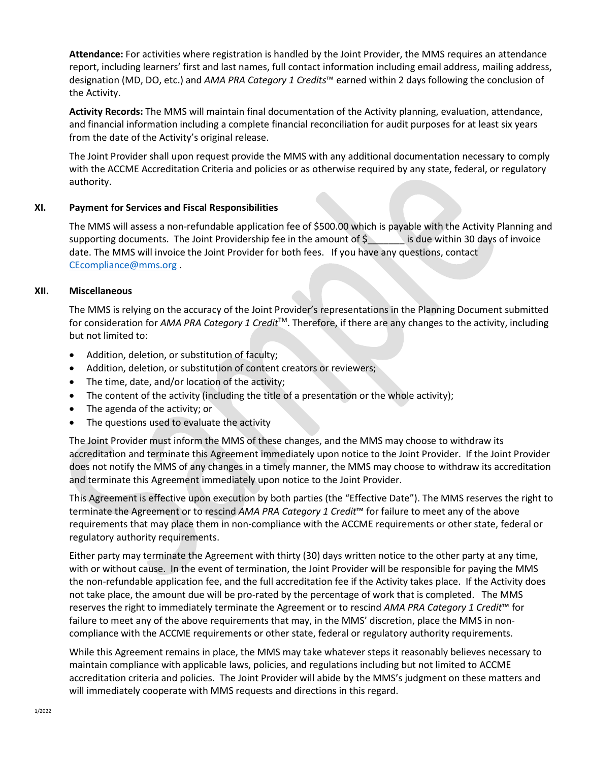**Attendance:** For activities where registration is handled by the Joint Provider, the MMS requires an attendance report, including learners' first and last names, full contact information including email address, mailing address, designation (MD, DO, etc.) and *AMA PRA Category 1 Credits*™ earned within 2 days following the conclusion of the Activity.

**Activity Records:** The MMS will maintain final documentation of the Activity planning, evaluation, attendance, and financial information including a complete financial reconciliation for audit purposes for at least six years from the date of the Activity's original release.

The Joint Provider shall upon request provide the MMS with any additional documentation necessary to comply with the ACCME Accreditation Criteria and policies or as otherwise required by any state, federal, or regulatory authority.

## XI. Payment for Services and Fiscal Responsibilities

The MMS will assess a non-refundable application fee of $500.00 which is payable with the Activity Planning and supporting documents. The Joint Providership fee in the amount of $_______ is due within 30 days of invoice date. The MMS will invoice the Joint Provider for both fees. If you have any questions, contact CEcompliance@mms.org .

## XII. Miscellaneous

The MMS is relying on the accuracy of the Joint Provider's representations in the Planning Document submitted for consideration for *AMA PRA Category 1 Credit*™. Therefore, if there are any changes to the activity, including but not limited to:

- Addition, deletion, or substitution of faculty;
- Addition, deletion, or substitution of content creators or reviewers;
- The time, date, and/or location of the activity;
- The content of the activity (including the title of a presentation or the whole activity);
- The agenda of the activity; or
- The questions used to evaluate the activity

The Joint Provider must inform the MMS of these changes, and the MMS may choose to withdraw its accreditation and terminate this Agreement immediately upon notice to the Joint Provider. If the Joint Provider does not notify the MMS of any changes in a timely manner, the MMS may choose to withdraw its accreditation and terminate this Agreement immediately upon notice to the Joint Provider.

This Agreement is effective upon execution by both parties (the "Effective Date"). The MMS reserves the right to terminate the Agreement or to rescind *AMA PRA Category 1 Credit*™ for failure to meet any of the above requirements that may place them in non-compliance with the ACCME requirements or other state, federal or regulatory authority requirements.

Either party may terminate the Agreement with thirty (30) days written notice to the other party at any time, with or without cause. In the event of termination, the Joint Provider will be responsible for paying the MMS the non-refundable application fee, and the full accreditation fee if the Activity takes place. If the Activity does not take place, the amount due will be pro-rated by the percentage of work that is completed. The MMS reserves the right to immediately terminate the Agreement or to rescind *AMA PRA Category 1 Credit*™ for failure to meet any of the above requirements that may, in the MMS' discretion, place the MMS in non-compliance with the ACCME requirements or other state, federal or regulatory authority requirements.

While this Agreement remains in place, the MMS may take whatever steps it reasonably believes necessary to maintain compliance with applicable laws, policies, and regulations including but not limited to ACCME accreditation criteria and policies. The Joint Provider will abide by the MMS's judgment on these matters and will immediately cooperate with MMS requests and directions in this regard.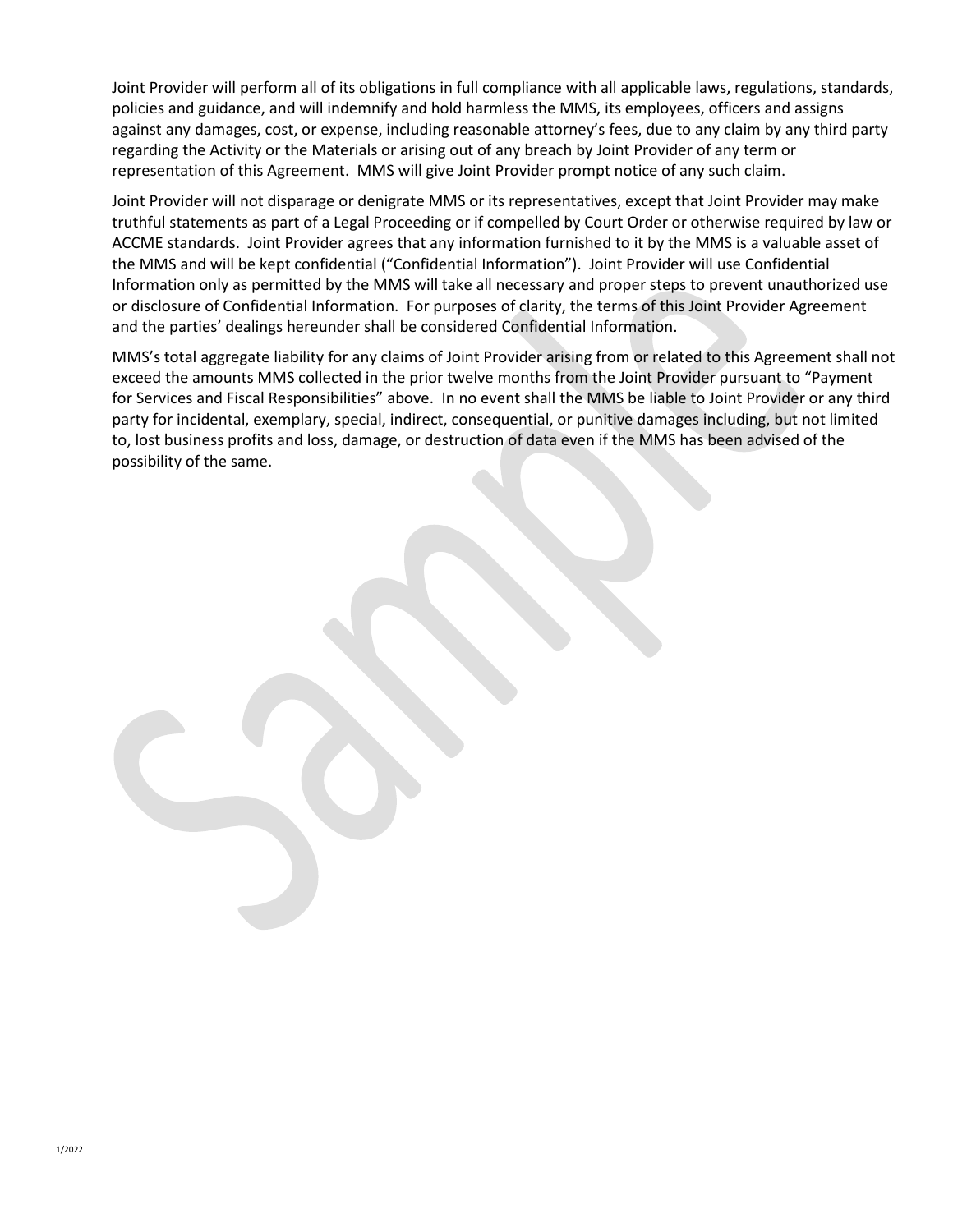Joint Provider will perform all of its obligations in full compliance with all applicable laws, regulations, standards, policies and guidance, and will indemnify and hold harmless the MMS, its employees, officers and assigns against any damages, cost, or expense, including reasonable attorney's fees, due to any claim by any third party regarding the Activity or the Materials or arising out of any breach by Joint Provider of any term or representation of this Agreement. MMS will give Joint Provider prompt notice of any such claim.

Joint Provider will not disparage or denigrate MMS or its representatives, except that Joint Provider may make truthful statements as part of a Legal Proceeding or if compelled by Court Order or otherwise required by law or ACCME standards. Joint Provider agrees that any information furnished to it by the MMS is a valuable asset of the MMS and will be kept confidential ("Confidential Information"). Joint Provider will use Confidential Information only as permitted by the MMS will take all necessary and proper steps to prevent unauthorized use or disclosure of Confidential Information. For purposes of clarity, the terms of this Joint Provider Agreement and the parties' dealings hereunder shall be considered Confidential Information.

MMS's total aggregate liability for any claims of Joint Provider arising from or related to this Agreement shall not exceed the amounts MMS collected in the prior twelve months from the Joint Provider pursuant to "Payment for Services and Fiscal Responsibilities" above. In no event shall the MMS be liable to Joint Provider or any third party for incidental, exemplary, special, indirect, consequential, or punitive damages including, but not limited to, lost business profits and loss, damage, or destruction of data even if the MMS has been advised of the possibility of the same.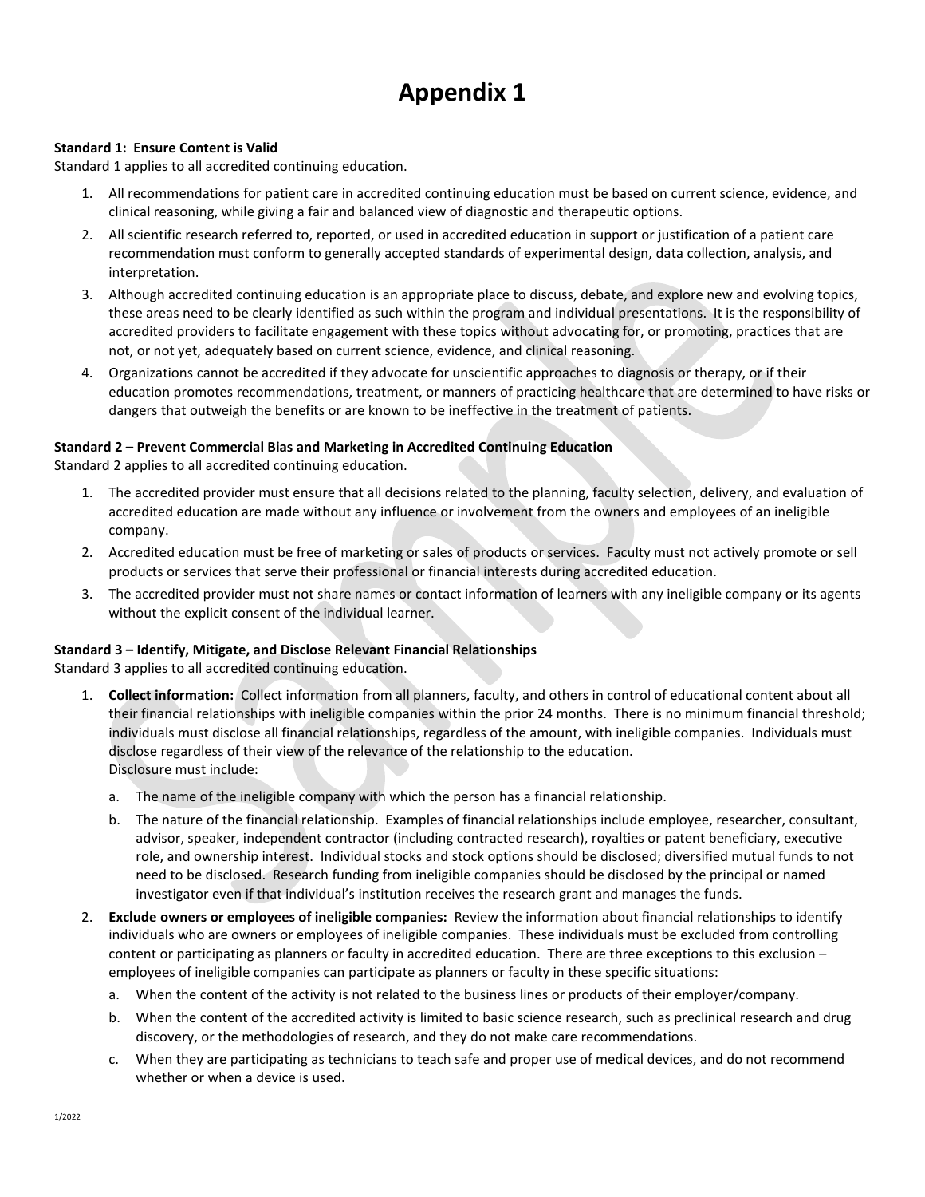# Appendix 1

**Standard 1: Ensure Content is Valid**
Standard 1 applies to all accredited continuing education.

1. All recommendations for patient care in accredited continuing education must be based on current science, evidence, and clinical reasoning, while giving a fair and balanced view of diagnostic and therapeutic options.
2. All scientific research referred to, reported, or used in accredited education in support or justification of a patient care recommendation must conform to generally accepted standards of experimental design, data collection, analysis, and interpretation.
3. Although accredited continuing education is an appropriate place to discuss, debate, and explore new and evolving topics, these areas need to be clearly identified as such within the program and individual presentations. It is the responsibility of accredited providers to facilitate engagement with these topics without advocating for, or promoting, practices that are not, or not yet, adequately based on current science, evidence, and clinical reasoning.
4. Organizations cannot be accredited if they advocate for unscientific approaches to diagnosis or therapy, or if their education promotes recommendations, treatment, or manners of practicing healthcare that are determined to have risks or dangers that outweigh the benefits or are known to be ineffective in the treatment of patients.

**Standard 2 – Prevent Commercial Bias and Marketing in Accredited Continuing Education**
Standard 2 applies to all accredited continuing education.

1. The accredited provider must ensure that all decisions related to the planning, faculty selection, delivery, and evaluation of accredited education are made without any influence or involvement from the owners and employees of an ineligible company.
2. Accredited education must be free of marketing or sales of products or services. Faculty must not actively promote or sell products or services that serve their professional or financial interests during accredited education.
3. The accredited provider must not share names or contact information of learners with any ineligible company or its agents without the explicit consent of the individual learner.

**Standard 3 – Identify, Mitigate, and Disclose Relevant Financial Relationships**
Standard 3 applies to all accredited continuing education.

1. **Collect information:** Collect information from all planners, faculty, and others in control of educational content about all their financial relationships with ineligible companies within the prior 24 months. There is no minimum financial threshold; individuals must disclose all financial relationships, regardless of the amount, with ineligible companies. Individuals must disclose regardless of their view of the relevance of the relationship to the education.
   Disclosure must include:
   a. The name of the ineligible company with which the person has a financial relationship.
   b. The nature of the financial relationship. Examples of financial relationships include employee, researcher, consultant, advisor, speaker, independent contractor (including contracted research), royalties or patent beneficiary, executive role, and ownership interest. Individual stocks and stock options should be disclosed; diversified mutual funds to not need to be disclosed. Research funding from ineligible companies should be disclosed by the principal or named investigator even if that individual's institution receives the research grant and manages the funds.
2. **Exclude owners or employees of ineligible companies:** Review the information about financial relationships to identify individuals who are owners or employees of ineligible companies. These individuals must be excluded from controlling content or participating as planners or faculty in accredited education. There are three exceptions to this exclusion – employees of ineligible companies can participate as planners or faculty in these specific situations:
   a. When the content of the activity is not related to the business lines or products of their employer/company.
   b. When the content of the accredited activity is limited to basic science research, such as preclinical research and drug discovery, or the methodologies of research, and they do not make care recommendations.
   c. When they are participating as technicians to teach safe and proper use of medical devices, and do not recommend whether or when a device is used.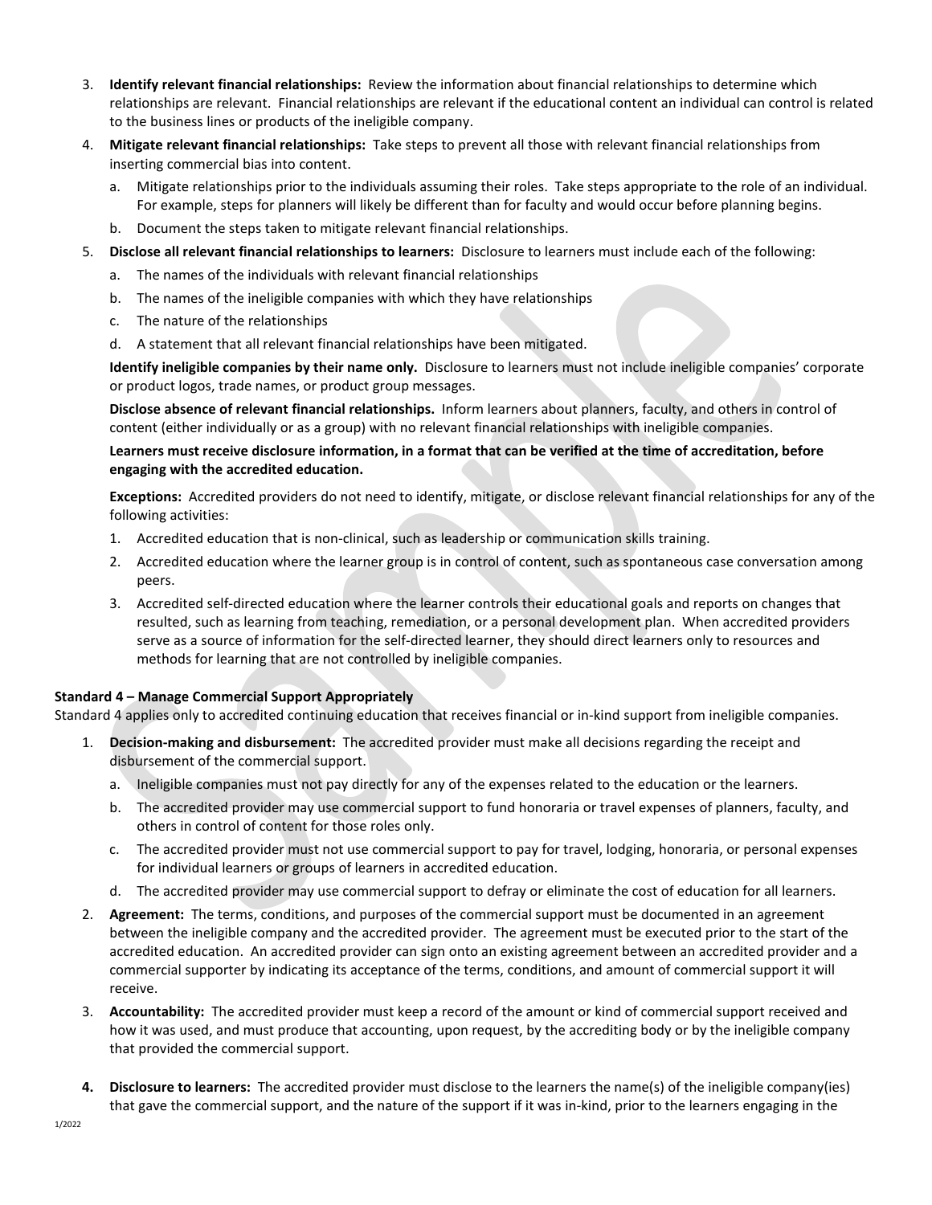3. **Identify relevant financial relationships:** Review the information about financial relationships to determine which relationships are relevant. Financial relationships are relevant if the educational content an individual can control is related to the business lines or products of the ineligible company.
4. **Mitigate relevant financial relationships:** Take steps to prevent all those with relevant financial relationships from inserting commercial bias into content.
   a. Mitigate relationships prior to the individuals assuming their roles. Take steps appropriate to the role of an individual. For example, steps for planners will likely be different than for faculty and would occur before planning begins.
   b. Document the steps taken to mitigate relevant financial relationships.
5. **Disclose all relevant financial relationships to learners:** Disclosure to learners must include each of the following:
   a. The names of the individuals with relevant financial relationships
   b. The names of the ineligible companies with which they have relationships
   c. The nature of the relationships
   d. A statement that all relevant financial relationships have been mitigated.

   **Identify ineligible companies by their name only.** Disclosure to learners must not include ineligible companies' corporate or product logos, trade names, or product group messages.

   **Disclose absence of relevant financial relationships.** Inform learners about planners, faculty, and others in control of content (either individually or as a group) with no relevant financial relationships with ineligible companies.

   **Learners must receive disclosure information, in a format that can be verified at the time of accreditation, before engaging with the accredited education.**

   **Exceptions:** Accredited providers do not need to identify, mitigate, or disclose relevant financial relationships for any of the following activities:

   1. Accredited education that is non-clinical, such as leadership or communication skills training.
   2. Accredited education where the learner group is in control of content, such as spontaneous case conversation among peers.
   3. Accredited self-directed education where the learner controls their educational goals and reports on changes that resulted, such as learning from teaching, remediation, or a personal development plan. When accredited providers serve as a source of information for the self-directed learner, they should direct learners only to resources and methods for learning that are not controlled by ineligible companies.

**Standard 4 – Manage Commercial Support Appropriately**

Standard 4 applies only to accredited continuing education that receives financial or in-kind support from ineligible companies.

1. **Decision-making and disbursement:** The accredited provider must make all decisions regarding the receipt and disbursement of the commercial support.
   a. Ineligible companies must not pay directly for any of the expenses related to the education or the learners.
   b. The accredited provider may use commercial support to fund honoraria or travel expenses of planners, faculty, and others in control of content for those roles only.
   c. The accredited provider must not use commercial support to pay for travel, lodging, honoraria, or personal expenses for individual learners or groups of learners in accredited education.
   d. The accredited provider may use commercial support to defray or eliminate the cost of education for all learners.
2. **Agreement:** The terms, conditions, and purposes of the commercial support must be documented in an agreement between the ineligible company and the accredited provider. The agreement must be executed prior to the start of the accredited education. An accredited provider can sign onto an existing agreement between an accredited provider and a commercial supporter by indicating its acceptance of the terms, conditions, and amount of commercial support it will receive.
3. **Accountability:** The accredited provider must keep a record of the amount or kind of commercial support received and how it was used, and must produce that accounting, upon request, by the accrediting body or by the ineligible company that provided the commercial support.
4. **Disclosure to learners:** The accredited provider must disclose to the learners the name(s) of the ineligible company(ies) that gave the commercial support, and the nature of the support if it was in-kind, prior to the learners engaging in the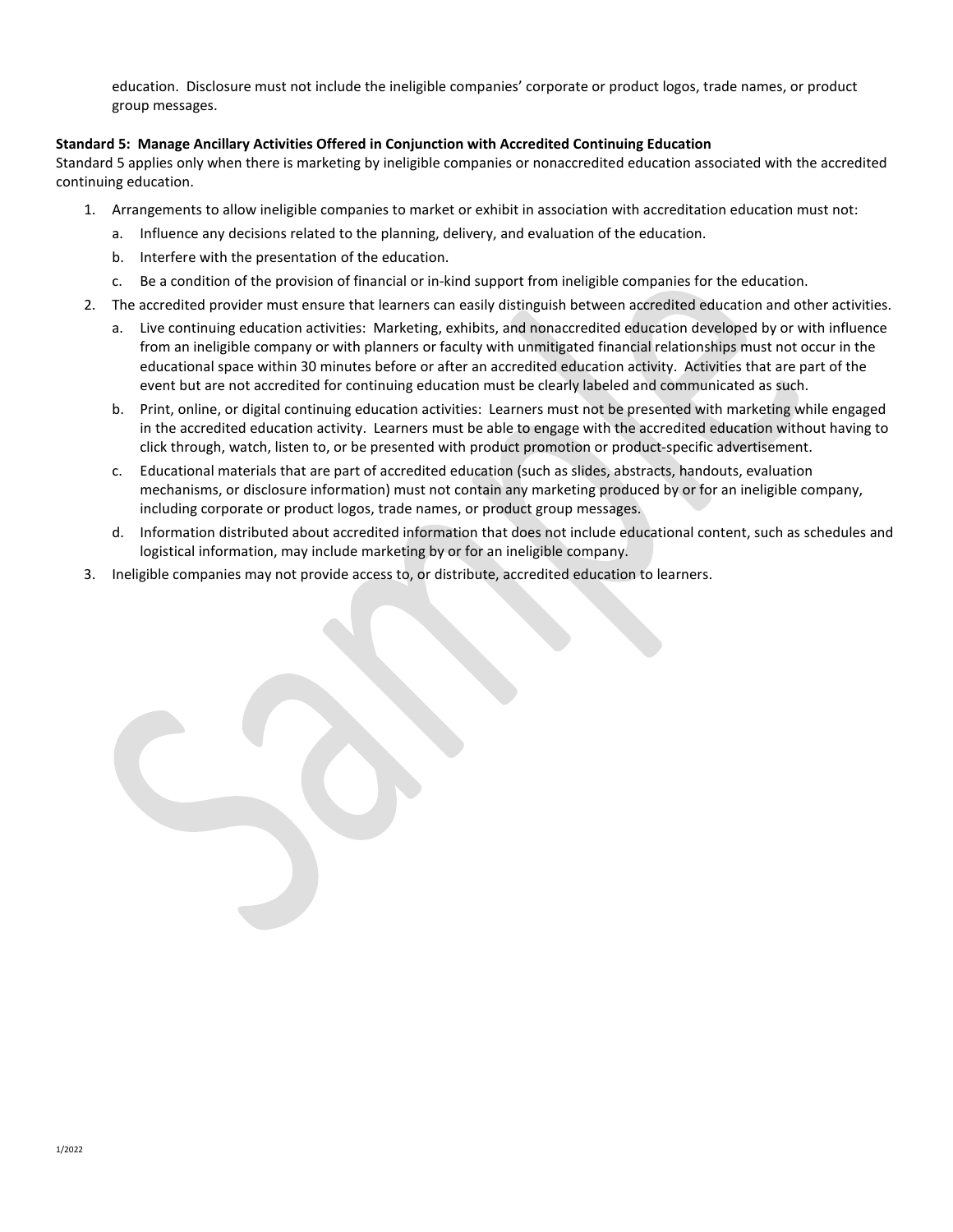education. Disclosure must not include the ineligible companies' corporate or product logos, trade names, or product group messages.

**Standard 5: Manage Ancillary Activities Offered in Conjunction with Accredited Continuing Education**

Standard 5 applies only when there is marketing by ineligible companies or nonaccredited education associated with the accredited continuing education.

1. Arrangements to allow ineligible companies to market or exhibit in association with accreditation education must not:
   a. Influence any decisions related to the planning, delivery, and evaluation of the education.
   b. Interfere with the presentation of the education.
   c. Be a condition of the provision of financial or in-kind support from ineligible companies for the education.
2. The accredited provider must ensure that learners can easily distinguish between accredited education and other activities.
   a. Live continuing education activities: Marketing, exhibits, and nonaccredited education developed by or with influence from an ineligible company or with planners or faculty with unmitigated financial relationships must not occur in the educational space within 30 minutes before or after an accredited education activity. Activities that are part of the event but are not accredited for continuing education must be clearly labeled and communicated as such.
   b. Print, online, or digital continuing education activities: Learners must not be presented with marketing while engaged in the accredited education activity. Learners must be able to engage with the accredited education without having to click through, watch, listen to, or be presented with product promotion or product-specific advertisement.
   c. Educational materials that are part of accredited education (such as slides, abstracts, handouts, evaluation mechanisms, or disclosure information) must not contain any marketing produced by or for an ineligible company, including corporate or product logos, trade names, or product group messages.
   d. Information distributed about accredited information that does not include educational content, such as schedules and logistical information, may include marketing by or for an ineligible company.
3. Ineligible companies may not provide access to, or distribute, accredited education to learners.

1/2022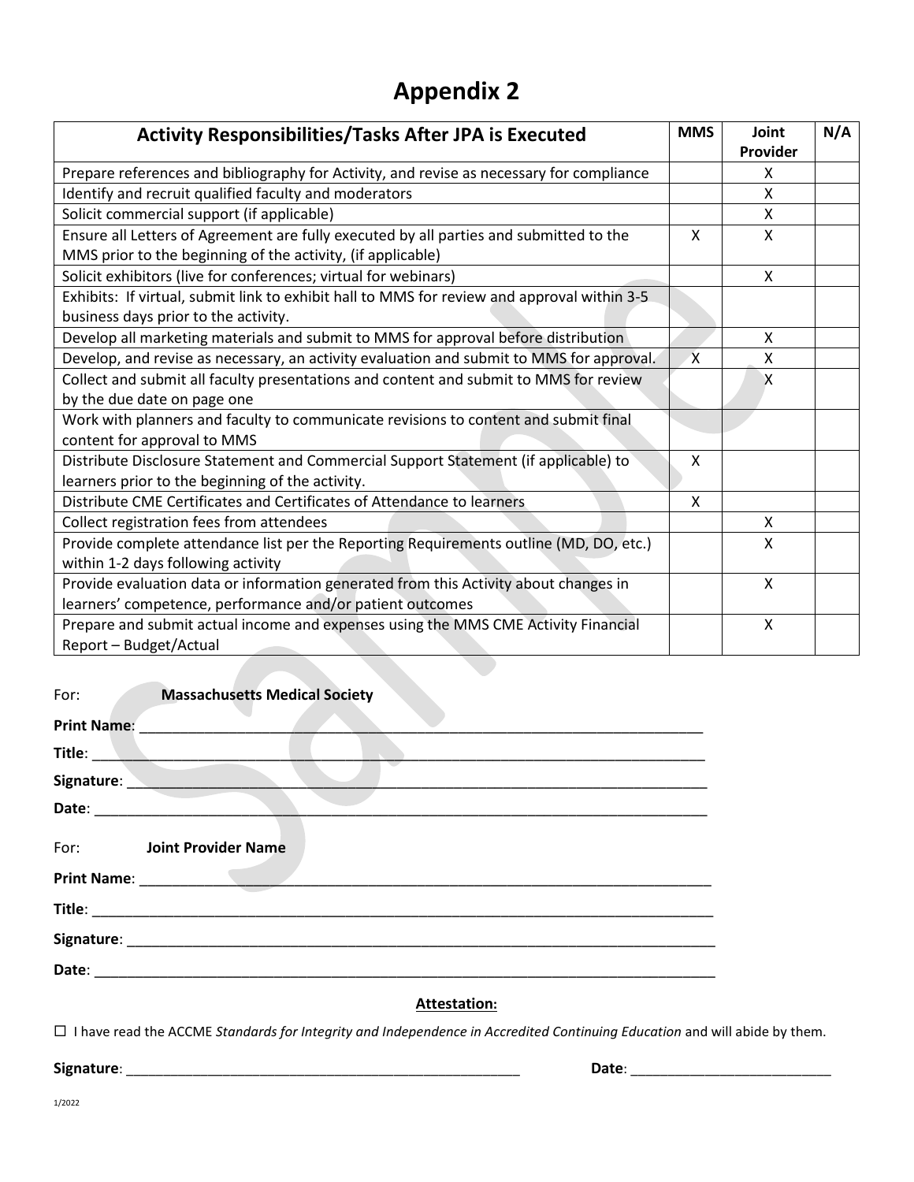# Appendix 2

| Activity Responsibilities/Tasks After JPA is Executed | MMS | Joint Provider | N/A |
| --- | --- | --- | --- |
| Prepare references and bibliography for Activity, and revise as necessary for compliance | | X | |
| Identify and recruit qualified faculty and moderators | | X | |
| Solicit commercial support (if applicable) | | X | |
| Ensure all Letters of Agreement are fully executed by all parties and submitted to the MMS prior to the beginning of the activity, (if applicable) | X | X | |
| Solicit exhibitors (live for conferences; virtual for webinars) | | X | |
| Exhibits: If virtual, submit link to exhibit hall to MMS for review and approval within 3-5 business days prior to the activity. | | | |
| Develop all marketing materials and submit to MMS for approval before distribution | | X | |
| Develop, and revise as necessary, an activity evaluation and submit to MMS for approval. | X | X | |
| Collect and submit all faculty presentations and content and submit to MMS for review by the due date on page one | | X | |
| Work with planners and faculty to communicate revisions to content and submit final content for approval to MMS | | | |
| Distribute Disclosure Statement and Commercial Support Statement (if applicable) to learners prior to the beginning of the activity. | X | | |
| Distribute CME Certificates and Certificates of Attendance to learners | X | | |
| Collect registration fees from attendees | | X | |
| Provide complete attendance list per the Reporting Requirements outline (MD, DO, etc.) within 1-2 days following activity | | X | |
| Provide evaluation data or information generated from this Activity about changes in learners' competence, performance and/or patient outcomes | | X | |
| Prepare and submit actual income and expenses using the MMS CME Activity Financial Report – Budget/Actual | | X | |

For: **Massachusetts Medical Society**

**Print Name**: ____________________

**Title**: ____________________

**Signature**: ____________________

**Date**: ____________________

For: **Joint Provider Name**

**Print Name**: ____________________

**Title**: ____________________

**Signature**: ____________________

**Date**: ____________________

**Attestation:**

☐ I have read the ACCME *Standards for Integrity and Independence in Accredited Continuing Education* and will abide by them.

**Signature**: ____________________ **Date**: ____________________

1/2022